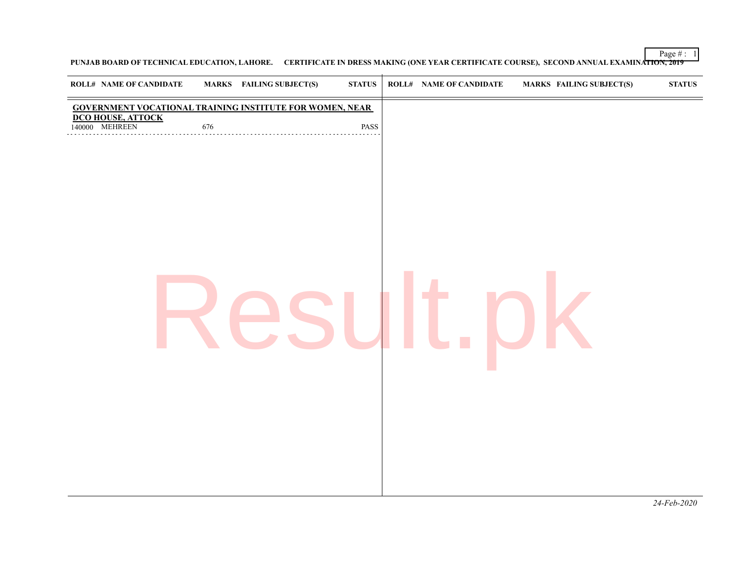**PUNJAB BOARD OF TECHNICAL EDUCATION, LAHORE. CERTIFICATE IN DRESS MAKING (ONE YEAR CERTIFICATE COURSE), SECOND ANNUAL EXAMINATION, 2019**

| ROLL# | NAME OF CANDIDATE | MARKS | FAILING SUBJECT(S) | STATUS |
|---|---|---|---|---|
| **GOVERNMENT VOCATIONAL TRAINING INSTITUTE FOR WOMEN, NEAR DCO HOUSE, ATTOCK** | | | | |
| 140000 | MEHREEN | 676 | | PASS |

*24-Feb-2020*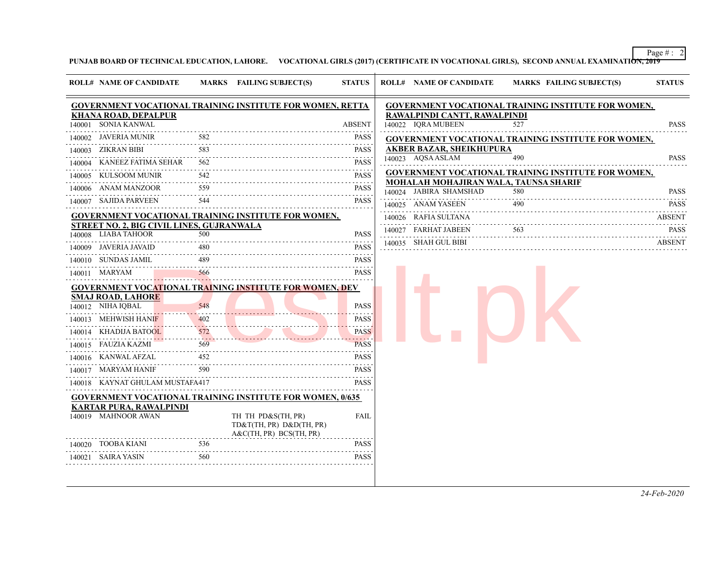PUNJAB BOARD OF TECHNICAL EDUCATION, LAHORE. VOCATIONAL GIRLS (2017) (CERTIFICATE IN VOCATIONAL GIRLS), SECOND ANNUAL EXAMINATION, 2019

**GOVERNMENT VOCATIONAL TRAINING INSTITUTE FOR WOMEN, RETTA KHANA ROAD, DEPALPUR**

| ROLL# | NAME OF CANDIDATE | MARKS | FAILING SUBJECT(S) | STATUS |
|---|---|---|---|---|
| 140001 | SONIA KANWAL | | | ABSENT |
| 140002 | JAVERIA MUNIR | 582 | | PASS |
| 140003 | ZIKRAN BIBI | 583 | | PASS |
| 140004 | KANEEZ FATIMA SEHAR | 562 | | PASS |
| 140005 | KULSOOM MUNIR | 542 | | PASS |
| 140006 | ANAM MANZOOR | 559 | | PASS |
| 140007 | SAJIDA PARVEEN | 544 | | PASS |

**GOVERNMENT VOCATIONAL TRAINING INSTITUTE FOR WOMEN, STREET NO. 2, BIG CIVIL LINES, GUJRANWALA**

| ROLL# | NAME OF CANDIDATE | MARKS | FAILING SUBJECT(S) | STATUS |
|---|---|---|---|---|
| 140008 | LIABA TAHOOR | 500 | | PASS |
| 140009 | JAVERIA JAVAID | 480 | | PASS |
| 140010 | SUNDAS JAMIL | 489 | | PASS |
| 140011 | MARYAM | 566 | | PASS |

**GOVERNMENT VOCATIONAL TRAINING INSTITUTE FOR WOMEN, DEV SMAJ ROAD, LAHORE**

| ROLL# | NAME OF CANDIDATE | MARKS | FAILING SUBJECT(S) | STATUS |
|---|---|---|---|---|
| 140012 | NIHA IQBAL | 548 | | PASS |
| 140013 | MEHWISH HANIF | 402 | | PASS |
| 140014 | KHADIJA BATOOL | 572 | | PASS |
| 140015 | FAUZIA KAZMI | 569 | | PASS |
| 140016 | KANWAL AFZAL | 452 | | PASS |
| 140017 | MARYAM HANIF | 590 | | PASS |
| 140018 | KAYNAT GHULAM MUSTAFA | 417 | | PASS |

**GOVERNMENT VOCATIONAL TRAINING INSTITUTE FOR WOMEN, 0/635 KARTAR PURA, RAWALPINDI**

| ROLL# | NAME OF CANDIDATE | MARKS | FAILING SUBJECT(S) | STATUS |
|---|---|---|---|---|
| 140019 | MAHNOOR AWAN | | TH TH PD&S(TH, PR) TD&T(TH, PR) D&D(TH, PR) A&C(TH, PR) BCS(TH, PR) | FAIL |
| 140020 | TOOBA KIANI | 536 | | PASS |
| 140021 | SAIRA YASIN | 560 | | PASS |

**GOVERNMENT VOCATIONAL TRAINING INSTITUTE FOR WOMEN, RAWALPINDI CANTT, RAWALPINDI**

| ROLL# | NAME OF CANDIDATE | MARKS | FAILING SUBJECT(S) | STATUS |
|---|---|---|---|---|
| 140022 | IQRA MUBEEN | 527 | | PASS |

**GOVERNMENT VOCATIONAL TRAINING INSTITUTE FOR WOMEN, AKBER BAZAR, SHEIKHUPURA**

| ROLL# | NAME OF CANDIDATE | MARKS | FAILING SUBJECT(S) | STATUS |
|---|---|---|---|---|
| 140023 | AQSA ASLAM | 490 | | PASS |

**GOVERNMENT VOCATIONAL TRAINING INSTITUTE FOR WOMEN, MOHALAH MOHAJIRAN WALA, TAUNSA SHARIF**

| ROLL# | NAME OF CANDIDATE | MARKS | FAILING SUBJECT(S) | STATUS |
|---|---|---|---|---|
| 140024 | JABIRA SHAMSHAD | 580 | | PASS |
| 140025 | ANAM YASEEN | 490 | | PASS |
| 140026 | RAFIA SULTANA | | | ABSENT |
| 140027 | FARHAT JABEEN | 563 | | PASS |
| 140035 | SHAH GUL BIBI | | | ABSENT |

*24-Feb-2020*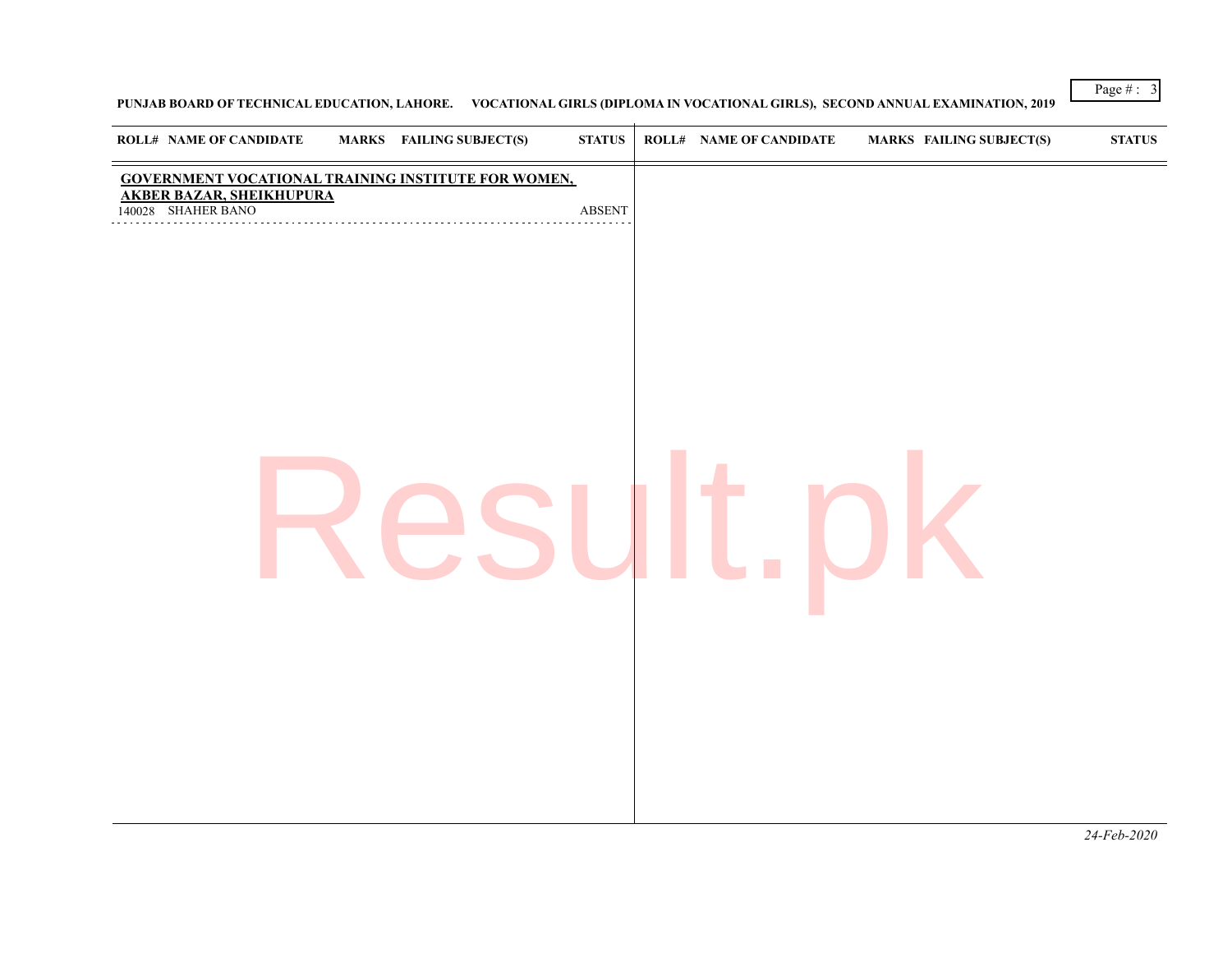**PUNJAB BOARD OF TECHNICAL EDUCATION, LAHORE. VOCATIONAL GIRLS (DIPLOMA IN VOCATIONAL GIRLS), SECOND ANNUAL EXAMINATION, 2019**

| ROLL# | NAME OF CANDIDATE | MARKS | FAILING SUBJECT(S) | STATUS |
|---|---|---|---|---|
| **GOVERNMENT VOCATIONAL TRAINING INSTITUTE FOR WOMEN, AKBER BAZAR, SHEIKHUPURA** | | | | |
| 140028 | SHAHER BANO | | | ABSENT |

*24-Feb-2020*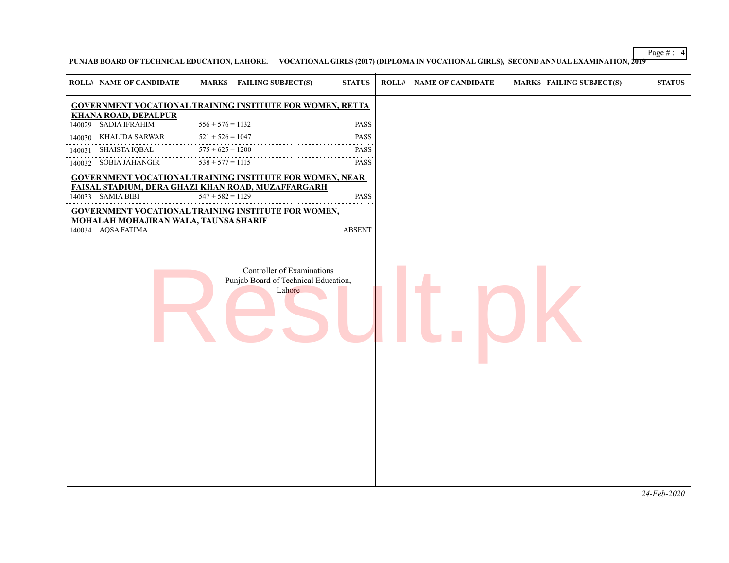PUNJAB BOARD OF TECHNICAL EDUCATION, LAHORE. VOCATIONAL GIRLS (2017) (DIPLOMA IN VOCATIONAL GIRLS), SECOND ANNUAL EXAMINATION, 2019

| ROLL# | NAME OF CANDIDATE | MARKS | FAILING SUBJECT(S) | STATUS |
|---|---|---|---|---|
| **GOVERNMENT VOCATIONAL TRAINING INSTITUTE FOR WOMEN, RETTA KHANA ROAD, DEPALPUR** | | | | |
| 140029 | SADIA IFRAHIM | 556 + 576 = 1132 | | PASS |
| 140030 | KHALIDA SARWAR | 521 + 526 = 1047 | | PASS |
| 140031 | SHAISTA IQBAL | 575 + 625 = 1200 | | PASS |
| 140032 | SOBIA JAHANGIR | 538 + 577 = 1115 | | PASS |
| **GOVERNMENT VOCATIONAL TRAINING INSTITUTE FOR WOMEN, NEAR FAISAL STADIUM, DERA GHAZI KHAN ROAD, MUZAFFARGARH** | | | | |
| 140033 | SAMIA BIBI | 547 + 582 = 1129 | | PASS |
| **GOVERNMENT VOCATIONAL TRAINING INSTITUTE FOR WOMEN, MOHALAH MOHAJIRAN WALA, TAUNSA SHARIF** | | | | |
| 140034 | AQSA FATIMA | | | ABSENT |

Controller of Examinations
Punjab Board of Technical Education,
Lahore

*24-Feb-2020*